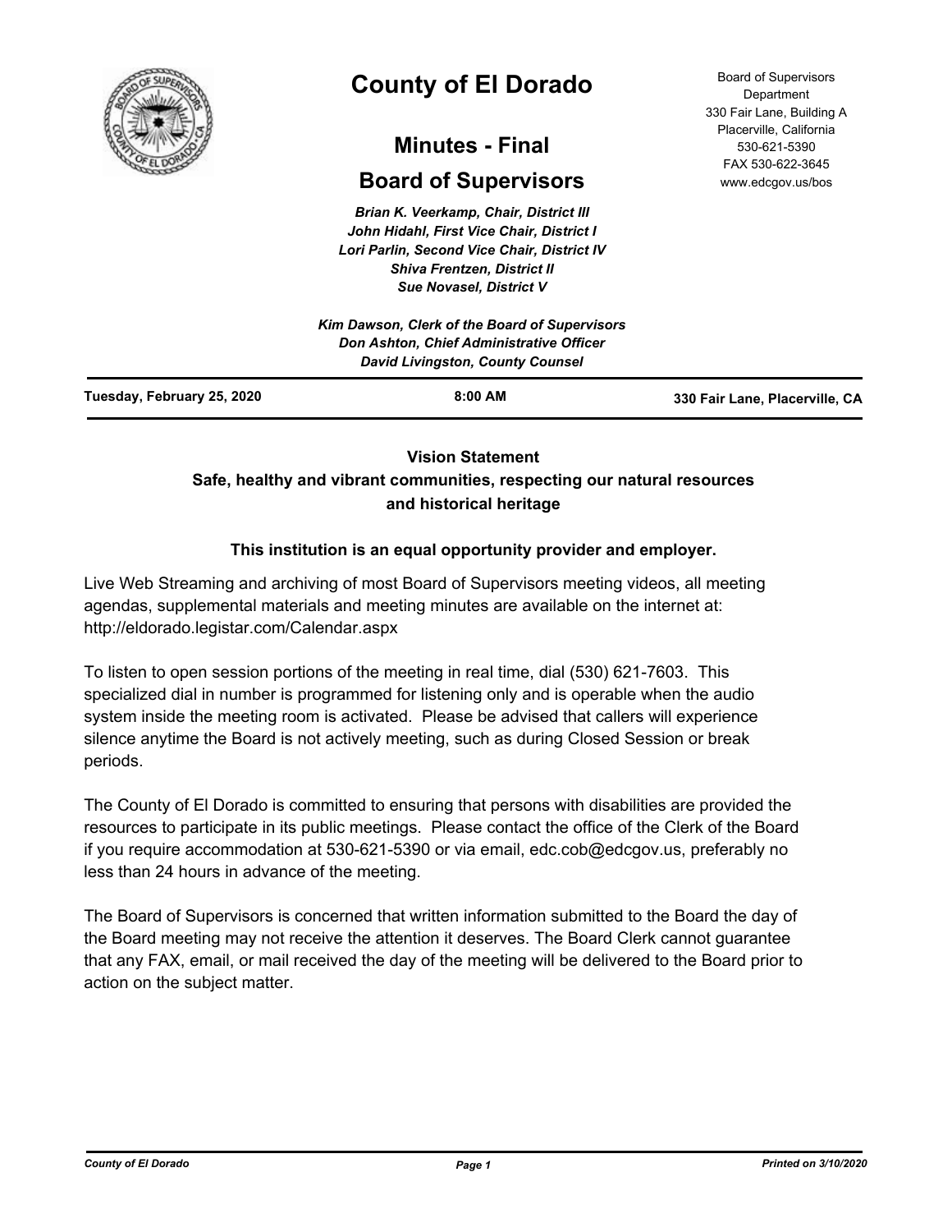# County of El Dorado

## Minutes - Final

## Board of Supervisors

Board of Supervisors Department
330 Fair Lane, Building A
Placerville, California
530-621-5390
FAX 530-622-3645
www.edcgov.us/bos

***Brian K. Veerkamp, Chair, District III***
***John Hidahl, First Vice Chair, District I***
***Lori Parlin, Second Vice Chair, District IV***
***Shiva Frentzen, District II***
***Sue Novasel, District V***

***Kim Dawson, Clerk of the Board of Supervisors***
***Don Ashton, Chief Administrative Officer***
***David Livingston, County Counsel***

**Tuesday, February 25, 2020** | **8:00 AM** | **330 Fair Lane, Placerville, CA**

**Vision Statement**
**Safe, healthy and vibrant communities, respecting our natural resources and historical heritage**

**This institution is an equal opportunity provider and employer.**

Live Web Streaming and archiving of most Board of Supervisors meeting videos, all meeting agendas, supplemental materials and meeting minutes are available on the internet at: http://eldorado.legistar.com/Calendar.aspx

To listen to open session portions of the meeting in real time, dial (530) 621-7603. This specialized dial in number is programmed for listening only and is operable when the audio system inside the meeting room is activated. Please be advised that callers will experience silence anytime the Board is not actively meeting, such as during Closed Session or break periods.

The County of El Dorado is committed to ensuring that persons with disabilities are provided the resources to participate in its public meetings. Please contact the office of the Clerk of the Board if you require accommodation at 530-621-5390 or via email, edc.cob@edcgov.us, preferably no less than 24 hours in advance of the meeting.

The Board of Supervisors is concerned that written information submitted to the Board the day of the Board meeting may not receive the attention it deserves. The Board Clerk cannot guarantee that any FAX, email, or mail received the day of the meeting will be delivered to the Board prior to action on the subject matter.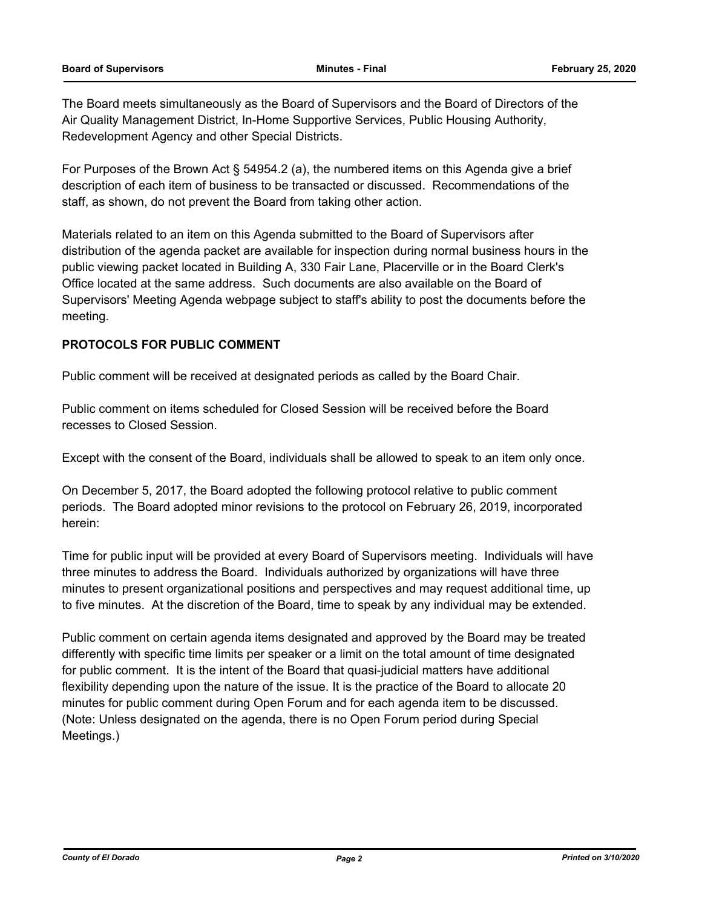The Board meets simultaneously as the Board of Supervisors and the Board of Directors of the Air Quality Management District, In-Home Supportive Services, Public Housing Authority, Redevelopment Agency and other Special Districts.

For Purposes of the Brown Act § 54954.2 (a), the numbered items on this Agenda give a brief description of each item of business to be transacted or discussed. Recommendations of the staff, as shown, do not prevent the Board from taking other action.

Materials related to an item on this Agenda submitted to the Board of Supervisors after distribution of the agenda packet are available for inspection during normal business hours in the public viewing packet located in Building A, 330 Fair Lane, Placerville or in the Board Clerk's Office located at the same address. Such documents are also available on the Board of Supervisors' Meeting Agenda webpage subject to staff's ability to post the documents before the meeting.

**PROTOCOLS FOR PUBLIC COMMENT**

Public comment will be received at designated periods as called by the Board Chair.

Public comment on items scheduled for Closed Session will be received before the Board recesses to Closed Session.

Except with the consent of the Board, individuals shall be allowed to speak to an item only once.

On December 5, 2017, the Board adopted the following protocol relative to public comment periods. The Board adopted minor revisions to the protocol on February 26, 2019, incorporated herein:

Time for public input will be provided at every Board of Supervisors meeting. Individuals will have three minutes to address the Board. Individuals authorized by organizations will have three minutes to present organizational positions and perspectives and may request additional time, up to five minutes. At the discretion of the Board, time to speak by any individual may be extended.

Public comment on certain agenda items designated and approved by the Board may be treated differently with specific time limits per speaker or a limit on the total amount of time designated for public comment. It is the intent of the Board that quasi-judicial matters have additional flexibility depending upon the nature of the issue. It is the practice of the Board to allocate 20 minutes for public comment during Open Forum and for each agenda item to be discussed. (Note: Unless designated on the agenda, there is no Open Forum period during Special Meetings.)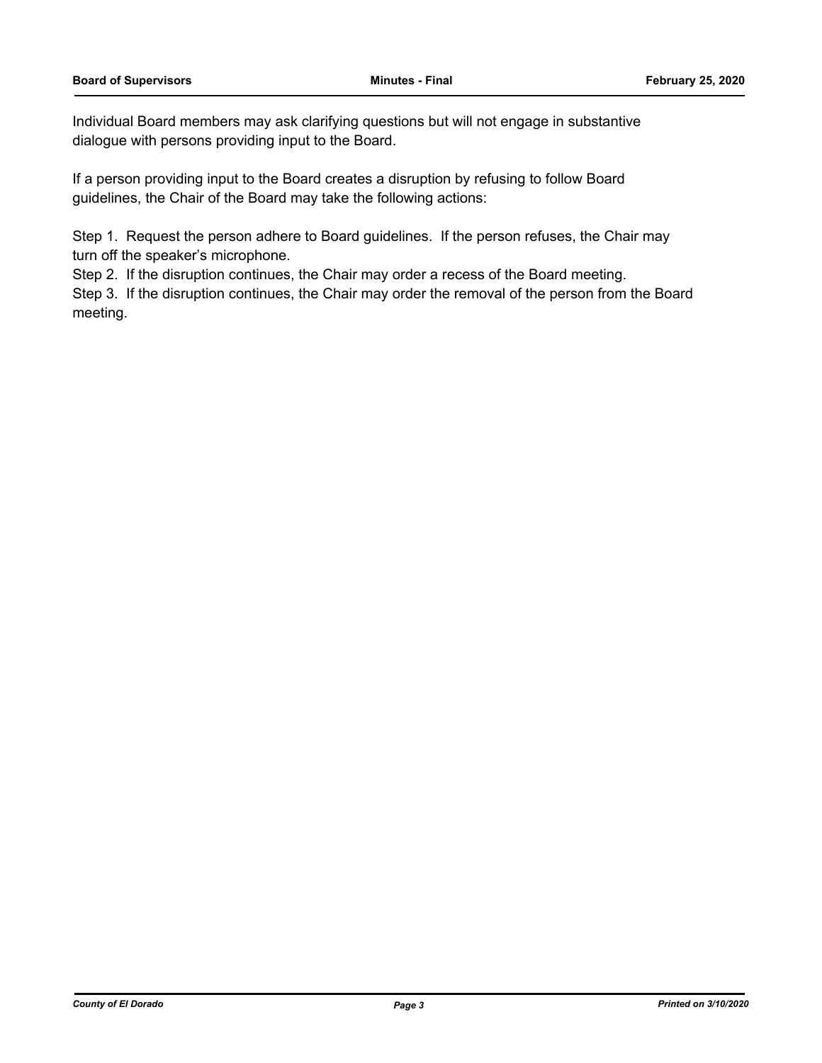Individual Board members may ask clarifying questions but will not engage in substantive dialogue with persons providing input to the Board.

If a person providing input to the Board creates a disruption by refusing to follow Board guidelines, the Chair of the Board may take the following actions:

Step 1. Request the person adhere to Board guidelines. If the person refuses, the Chair may turn off the speaker's microphone.
Step 2. If the disruption continues, the Chair may order a recess of the Board meeting.
Step 3. If the disruption continues, the Chair may order the removal of the person from the Board meeting.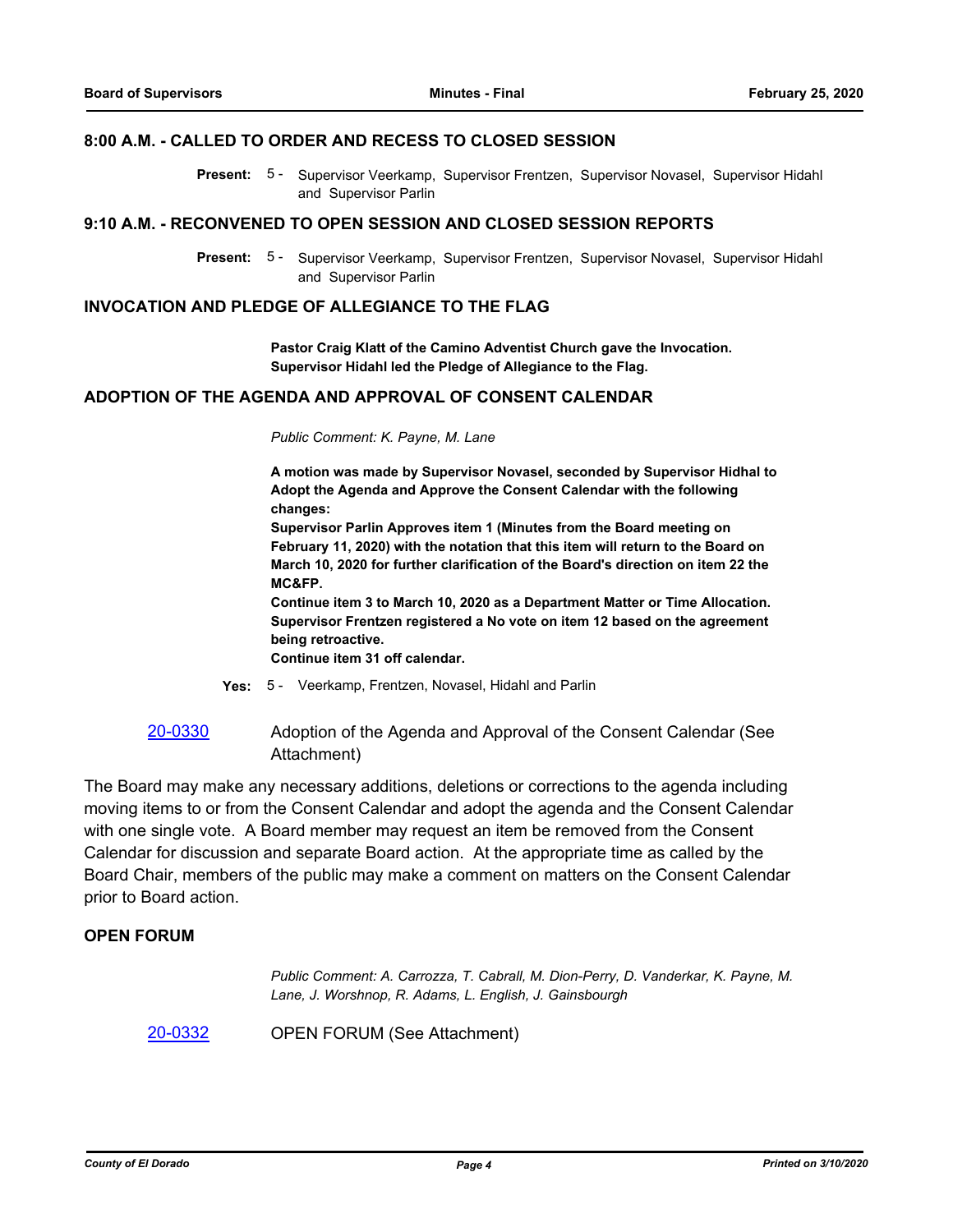## 8:00 A.M. - CALLED TO ORDER AND RECESS TO CLOSED SESSION

**Present:** 5 - Supervisor Veerkamp, Supervisor Frentzen, Supervisor Novasel, Supervisor Hidahl and Supervisor Parlin

## 9:10 A.M. - RECONVENED TO OPEN SESSION AND CLOSED SESSION REPORTS

**Present:** 5 - Supervisor Veerkamp, Supervisor Frentzen, Supervisor Novasel, Supervisor Hidahl and Supervisor Parlin

## INVOCATION AND PLEDGE OF ALLEGIANCE TO THE FLAG

**Pastor Craig Klatt of the Camino Adventist Church gave the Invocation.**
**Supervisor Hidahl led the Pledge of Allegiance to the Flag.**

## ADOPTION OF THE AGENDA AND APPROVAL OF CONSENT CALENDAR

*Public Comment: K. Payne, M. Lane*

**A motion was made by Supervisor Novasel, seconded by Supervisor Hidhal to Adopt the Agenda and Approve the Consent Calendar with the following changes:**
**Supervisor Parlin Approves item 1 (Minutes from the Board meeting on February 11, 2020) with the notation that this item will return to the Board on March 10, 2020 for further clarification of the Board's direction on item 22 the MC&FP.**
**Continue item 3 to March 10, 2020 as a Department Matter or Time Allocation.**
**Supervisor Frentzen registered a No vote on item 12 based on the agreement being retroactive.**
**Continue item 31 off calendar.**

**Yes:** 5 - Veerkamp, Frentzen, Novasel, Hidahl and Parlin

20-0330 Adoption of the Agenda and Approval of the Consent Calendar (See Attachment)

The Board may make any necessary additions, deletions or corrections to the agenda including moving items to or from the Consent Calendar and adopt the agenda and the Consent Calendar with one single vote. A Board member may request an item be removed from the Consent Calendar for discussion and separate Board action. At the appropriate time as called by the Board Chair, members of the public may make a comment on matters on the Consent Calendar prior to Board action.

## OPEN FORUM

*Public Comment: A. Carrozza, T. Cabrall, M. Dion-Perry, D. Vanderkar, K. Payne, M. Lane, J. Worshnop, R. Adams, L. English, J. Gainsbourgh*

20-0332 OPEN FORUM (See Attachment)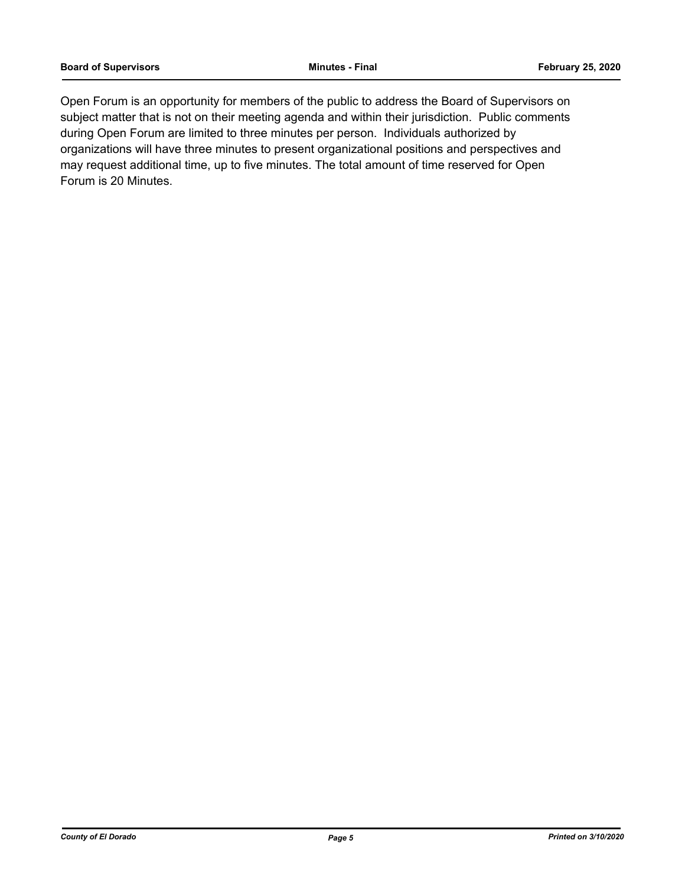Open Forum is an opportunity for members of the public to address the Board of Supervisors on subject matter that is not on their meeting agenda and within their jurisdiction.  Public comments during Open Forum are limited to three minutes per person.  Individuals authorized by organizations will have three minutes to present organizational positions and perspectives and may request additional time, up to five minutes. The total amount of time reserved for Open Forum is 20 Minutes.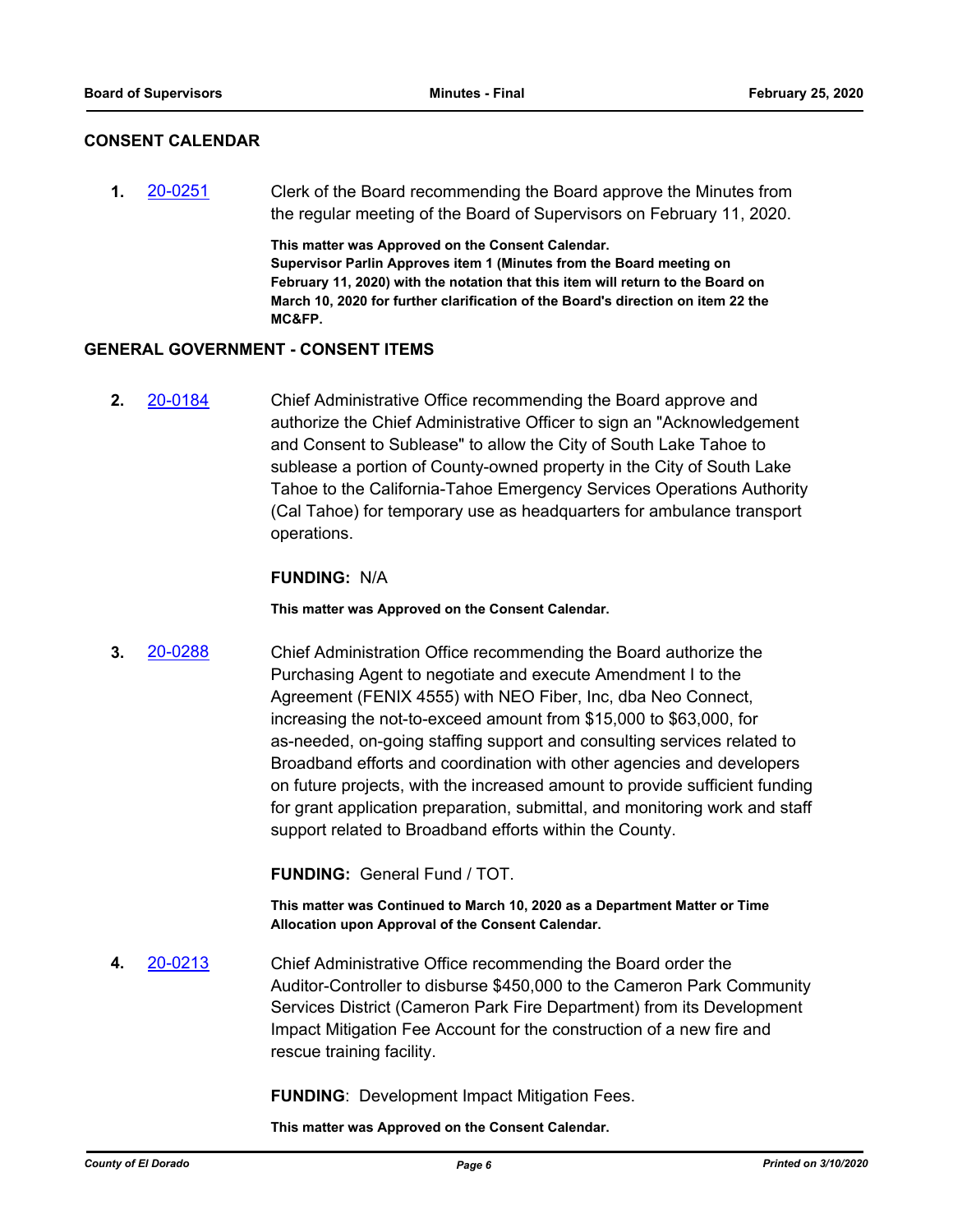## CONSENT CALENDAR

**1.** [20-0251](20-0251) Clerk of the Board recommending the Board approve the Minutes from the regular meeting of the Board of Supervisors on February 11, 2020.

**This matter was Approved on the Consent Calendar.**
**Supervisor Parlin Approves item 1 (Minutes from the Board meeting on February 11, 2020) with the notation that this item will return to the Board on March 10, 2020 for further clarification of the Board's direction on item 22 the MC&FP.**

## GENERAL GOVERNMENT - CONSENT ITEMS

**2.** [20-0184](20-0184) Chief Administrative Office recommending the Board approve and authorize the Chief Administrative Officer to sign an "Acknowledgement and Consent to Sublease" to allow the City of South Lake Tahoe to sublease a portion of County-owned property in the City of South Lake Tahoe to the California-Tahoe Emergency Services Operations Authority (Cal Tahoe) for temporary use as headquarters for ambulance transport operations.

**FUNDING:** N/A

**This matter was Approved on the Consent Calendar.**

**3.** [20-0288](20-0288) Chief Administration Office recommending the Board authorize the Purchasing Agent to negotiate and execute Amendment I to the Agreement (FENIX 4555) with NEO Fiber, Inc, dba Neo Connect, increasing the not-to-exceed amount from $15,000 to $63,000, for as-needed, on-going staffing support and consulting services related to Broadband efforts and coordination with other agencies and developers on future projects, with the increased amount to provide sufficient funding for grant application preparation, submittal, and monitoring work and staff support related to Broadband efforts within the County.

**FUNDING:** General Fund / TOT.

**This matter was Continued to March 10, 2020 as a Department Matter or Time Allocation upon Approval of the Consent Calendar.**

**4.** [20-0213](20-0213) Chief Administrative Office recommending the Board order the Auditor-Controller to disburse $450,000 to the Cameron Park Community Services District (Cameron Park Fire Department) from its Development Impact Mitigation Fee Account for the construction of a new fire and rescue training facility.

**FUNDING**: Development Impact Mitigation Fees.

**This matter was Approved on the Consent Calendar.**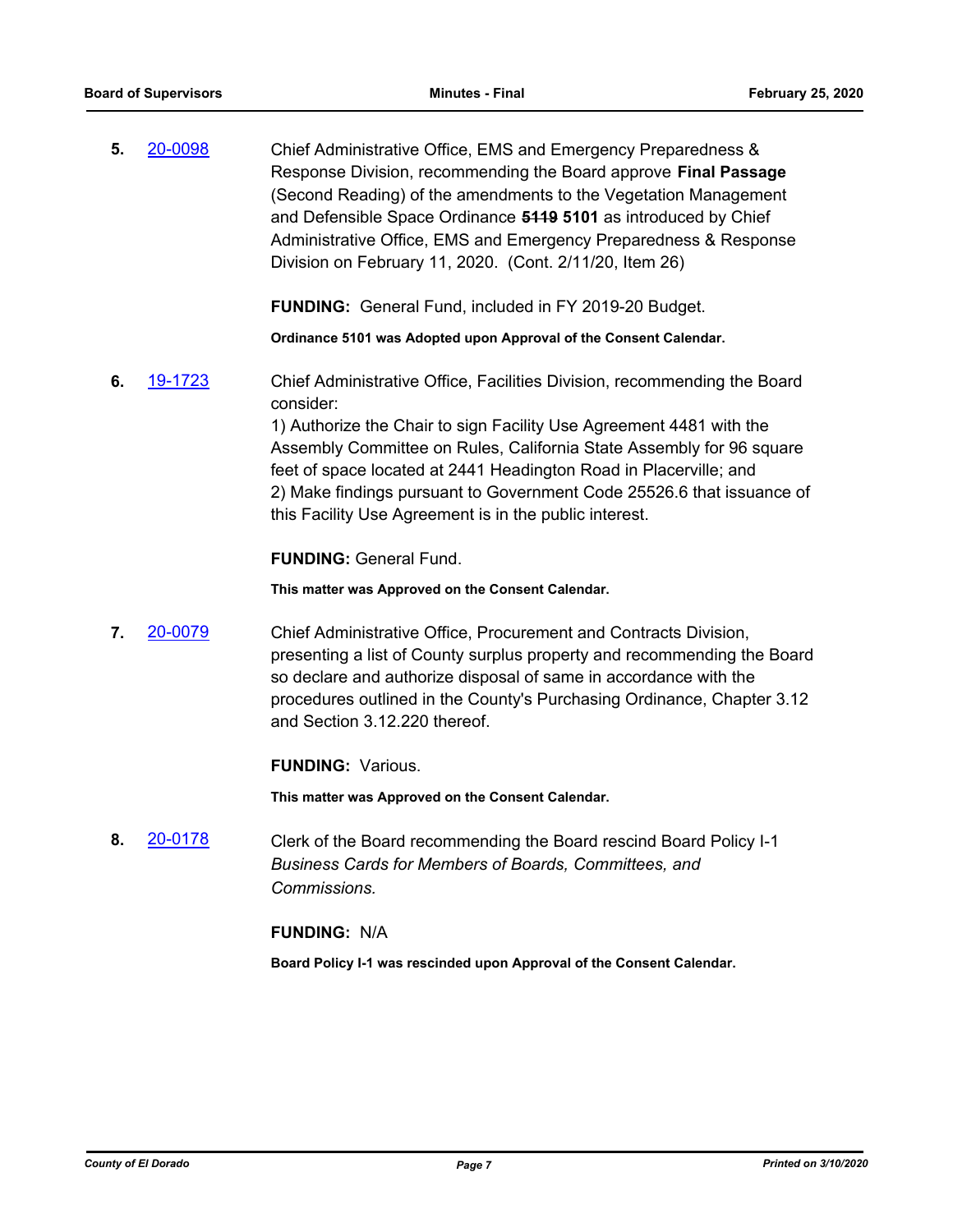**5.** [20-0098](20-0098) Chief Administrative Office, EMS and Emergency Preparedness & Response Division, recommending the Board approve **Final Passage** (Second Reading) of the amendments to the Vegetation Management and Defensible Space Ordinance ~~**5119**~~ **5101** as introduced by Chief Administrative Office, EMS and Emergency Preparedness & Response Division on February 11, 2020. (Cont. 2/11/20, Item 26)

**FUNDING:** General Fund, included in FY 2019-20 Budget.

**Ordinance 5101 was Adopted upon Approval of the Consent Calendar.**

**6.** [19-1723](19-1723) Chief Administrative Office, Facilities Division, recommending the Board consider:
1) Authorize the Chair to sign Facility Use Agreement 4481 with the Assembly Committee on Rules, California State Assembly for 96 square feet of space located at 2441 Headington Road in Placerville; and
2) Make findings pursuant to Government Code 25526.6 that issuance of this Facility Use Agreement is in the public interest.

**FUNDING:** General Fund.

**This matter was Approved on the Consent Calendar.**

**7.** [20-0079](20-0079) Chief Administrative Office, Procurement and Contracts Division, presenting a list of County surplus property and recommending the Board so declare and authorize disposal of same in accordance with the procedures outlined in the County's Purchasing Ordinance, Chapter 3.12 and Section 3.12.220 thereof.

**FUNDING:** Various.

**This matter was Approved on the Consent Calendar.**

**8.** [20-0178](20-0178) Clerk of the Board recommending the Board rescind Board Policy I-1 *Business Cards for Members of Boards, Committees, and Commissions.*

**FUNDING:** N/A

**Board Policy I-1 was rescinded upon Approval of the Consent Calendar.**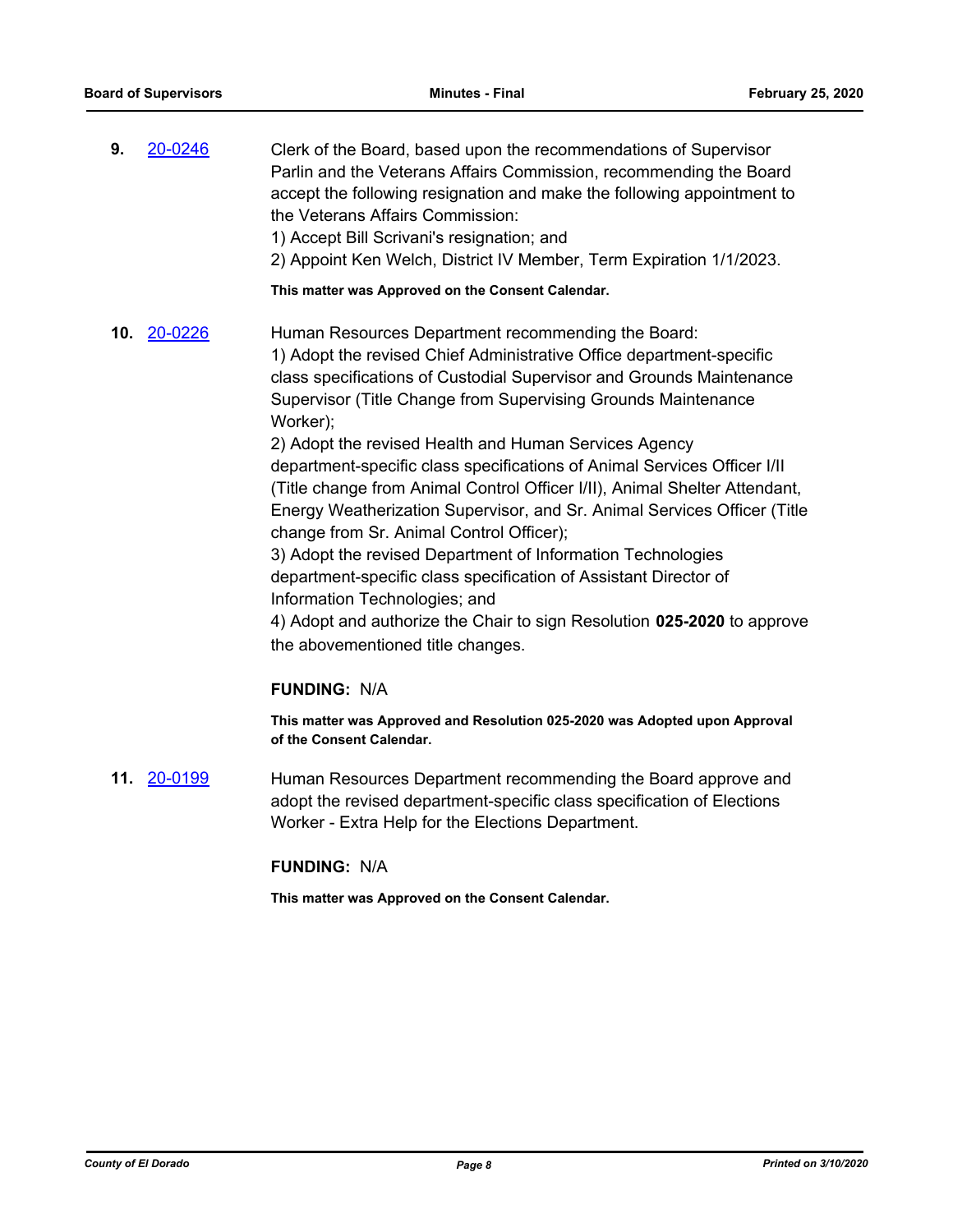**9.** 20-0246 Clerk of the Board, based upon the recommendations of Supervisor Parlin and the Veterans Affairs Commission, recommending the Board accept the following resignation and make the following appointment to the Veterans Affairs Commission:

1) Accept Bill Scrivani's resignation; and
2) Appoint Ken Welch, District IV Member, Term Expiration 1/1/2023.

**This matter was Approved on the Consent Calendar.**

**10.** 20-0226 Human Resources Department recommending the Board:

1) Adopt the revised Chief Administrative Office department-specific class specifications of Custodial Supervisor and Grounds Maintenance Supervisor (Title Change from Supervising Grounds Maintenance Worker);
2) Adopt the revised Health and Human Services Agency department-specific class specifications of Animal Services Officer I/II (Title change from Animal Control Officer I/II), Animal Shelter Attendant, Energy Weatherization Supervisor, and Sr. Animal Services Officer (Title change from Sr. Animal Control Officer);
3) Adopt the revised Department of Information Technologies department-specific class specification of Assistant Director of Information Technologies; and
4) Adopt and authorize the Chair to sign Resolution **025-2020** to approve the abovementioned title changes.

**FUNDING:** N/A

**This matter was Approved and Resolution 025-2020 was Adopted upon Approval of the Consent Calendar.**

**11.** 20-0199 Human Resources Department recommending the Board approve and adopt the revised department-specific class specification of Elections Worker - Extra Help for the Elections Department.

**FUNDING:** N/A

**This matter was Approved on the Consent Calendar.**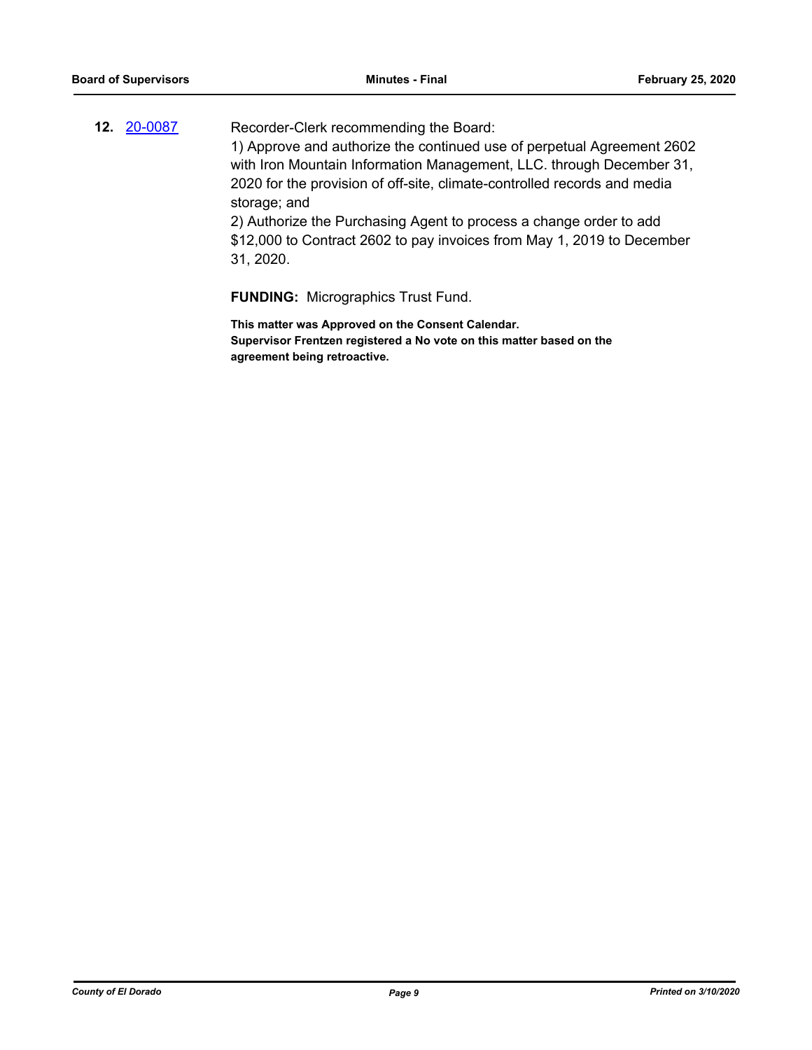**12.** 20-0087

Recorder-Clerk recommending the Board:

1) Approve and authorize the continued use of perpetual Agreement 2602 with Iron Mountain Information Management, LLC. through December 31, 2020 for the provision of off-site, climate-controlled records and media storage; and

2) Authorize the Purchasing Agent to process a change order to add $12,000 to Contract 2602 to pay invoices from May 1, 2019 to December 31, 2020.

**FUNDING:** Micrographics Trust Fund.

**This matter was Approved on the Consent Calendar.**
**Supervisor Frentzen registered a No vote on this matter based on the agreement being retroactive.**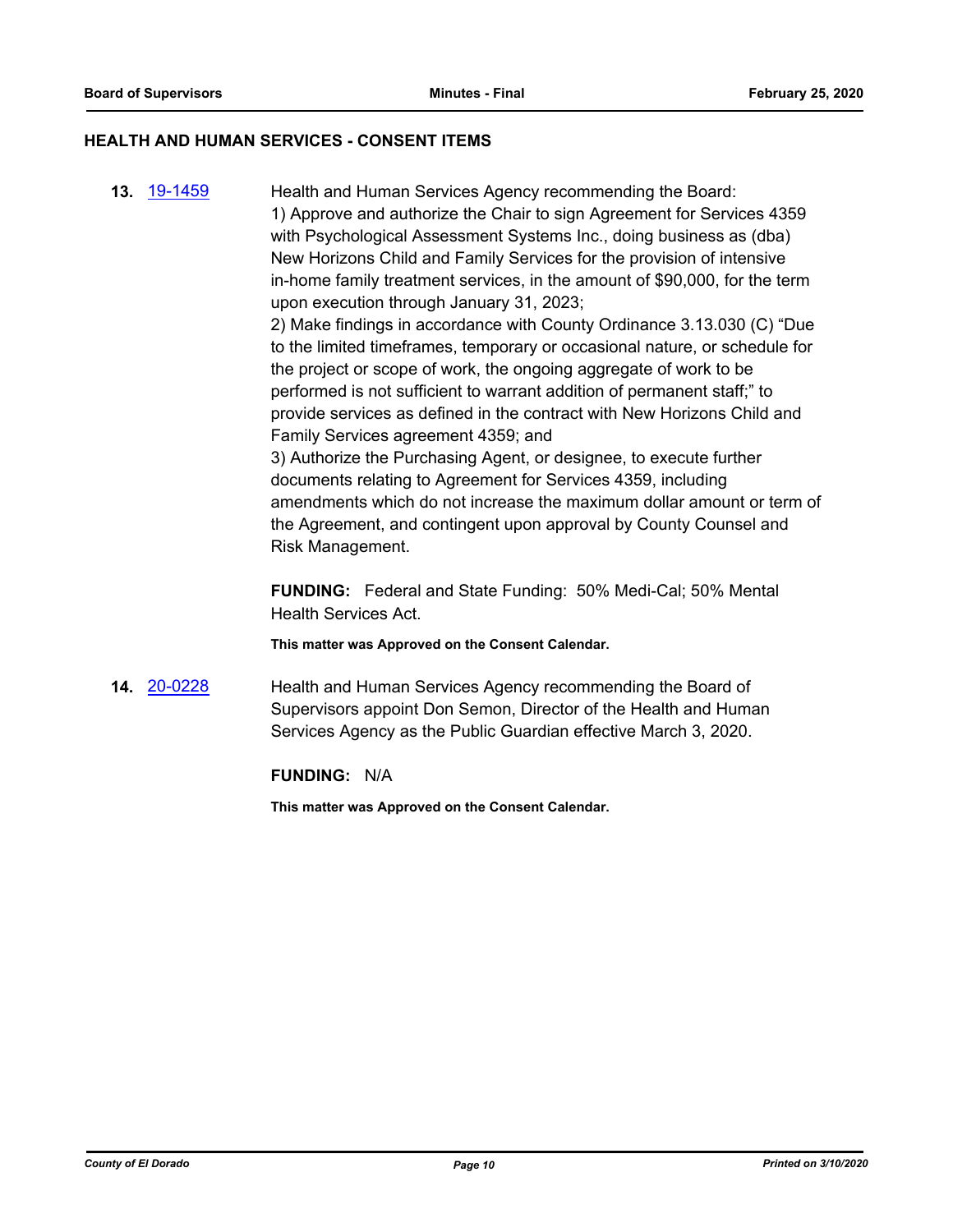## HEALTH AND HUMAN SERVICES - CONSENT ITEMS

**13.** [19-1459] Health and Human Services Agency recommending the Board:
1) Approve and authorize the Chair to sign Agreement for Services 4359 with Psychological Assessment Systems Inc., doing business as (dba) New Horizons Child and Family Services for the provision of intensive in-home family treatment services, in the amount of $90,000, for the term upon execution through January 31, 2023;
2) Make findings in accordance with County Ordinance 3.13.030 (C) "Due to the limited timeframes, temporary or occasional nature, or schedule for the project or scope of work, the ongoing aggregate of work to be performed is not sufficient to warrant addition of permanent staff;" to provide services as defined in the contract with New Horizons Child and Family Services agreement 4359; and
3) Authorize the Purchasing Agent, or designee, to execute further documents relating to Agreement for Services 4359, including amendments which do not increase the maximum dollar amount or term of the Agreement, and contingent upon approval by County Counsel and Risk Management.

**FUNDING:** Federal and State Funding: 50% Medi-Cal; 50% Mental Health Services Act.

**This matter was Approved on the Consent Calendar.**

**14.** [20-0228] Health and Human Services Agency recommending the Board of Supervisors appoint Don Semon, Director of the Health and Human Services Agency as the Public Guardian effective March 3, 2020.

**FUNDING:** N/A

**This matter was Approved on the Consent Calendar.**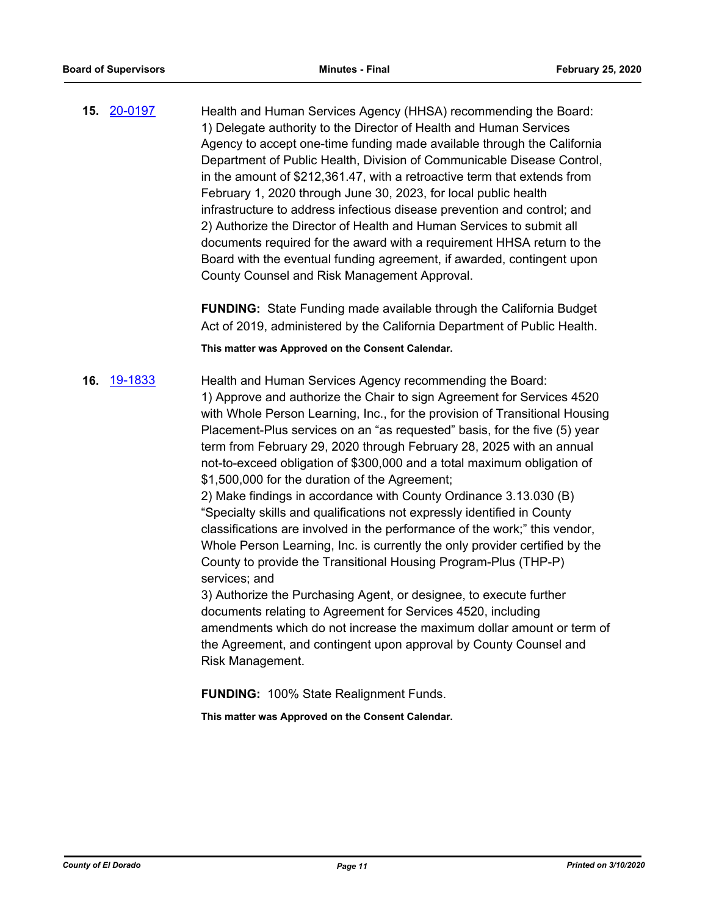**15.** [20-0197](20-0197)

Health and Human Services Agency (HHSA) recommending the Board:
1) Delegate authority to the Director of Health and Human Services Agency to accept one-time funding made available through the California Department of Public Health, Division of Communicable Disease Control, in the amount of $212,361.47, with a retroactive term that extends from February 1, 2020 through June 30, 2023, for local public health infrastructure to address infectious disease prevention and control; and
2) Authorize the Director of Health and Human Services to submit all documents required for the award with a requirement HHSA return to the Board with the eventual funding agreement, if awarded, contingent upon County Counsel and Risk Management Approval.

**FUNDING:** State Funding made available through the California Budget Act of 2019, administered by the California Department of Public Health.

**This matter was Approved on the Consent Calendar.**

**16.** [19-1833](19-1833)

Health and Human Services Agency recommending the Board:
1) Approve and authorize the Chair to sign Agreement for Services 4520 with Whole Person Learning, Inc., for the provision of Transitional Housing Placement-Plus services on an "as requested" basis, for the five (5) year term from February 29, 2020 through February 28, 2025 with an annual not-to-exceed obligation of $300,000 and a total maximum obligation of $1,500,000 for the duration of the Agreement;
2) Make findings in accordance with County Ordinance 3.13.030 (B) "Specialty skills and qualifications not expressly identified in County classifications are involved in the performance of the work;" this vendor, Whole Person Learning, Inc. is currently the only provider certified by the County to provide the Transitional Housing Program-Plus (THP-P) services; and
3) Authorize the Purchasing Agent, or designee, to execute further documents relating to Agreement for Services 4520, including amendments which do not increase the maximum dollar amount or term of the Agreement, and contingent upon approval by County Counsel and Risk Management.

**FUNDING:** 100% State Realignment Funds.

**This matter was Approved on the Consent Calendar.**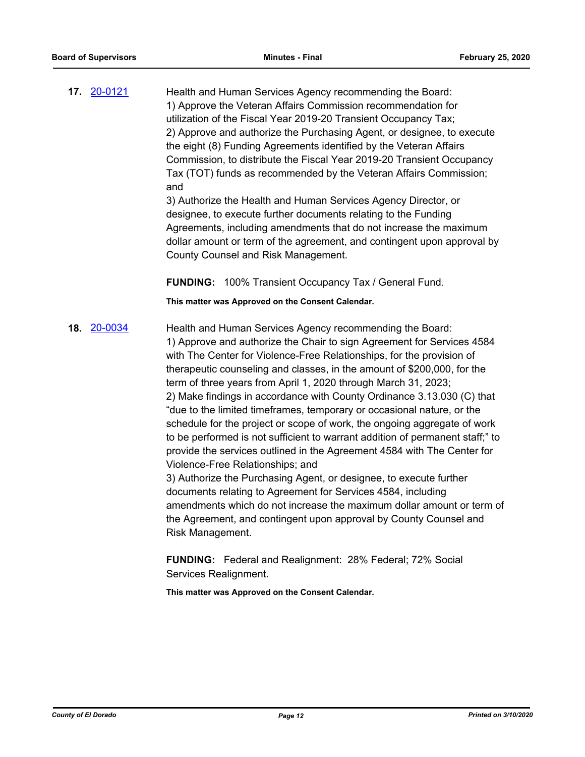**17.** 20-0121 Health and Human Services Agency recommending the Board:
1) Approve the Veteran Affairs Commission recommendation for utilization of the Fiscal Year 2019-20 Transient Occupancy Tax;
2) Approve and authorize the Purchasing Agent, or designee, to execute the eight (8) Funding Agreements identified by the Veteran Affairs Commission, to distribute the Fiscal Year 2019-20 Transient Occupancy Tax (TOT) funds as recommended by the Veteran Affairs Commission; and
3) Authorize the Health and Human Services Agency Director, or designee, to execute further documents relating to the Funding Agreements, including amendments that do not increase the maximum dollar amount or term of the agreement, and contingent upon approval by County Counsel and Risk Management.

**FUNDING:** 100% Transient Occupancy Tax / General Fund.

**This matter was Approved on the Consent Calendar.**

**18.** 20-0034 Health and Human Services Agency recommending the Board:
1) Approve and authorize the Chair to sign Agreement for Services 4584 with The Center for Violence-Free Relationships, for the provision of therapeutic counseling and classes, in the amount of $200,000, for the term of three years from April 1, 2020 through March 31, 2023;
2) Make findings in accordance with County Ordinance 3.13.030 (C) that "due to the limited timeframes, temporary or occasional nature, or the schedule for the project or scope of work, the ongoing aggregate of work to be performed is not sufficient to warrant addition of permanent staff;" to provide the services outlined in the Agreement 4584 with The Center for Violence-Free Relationships; and
3) Authorize the Purchasing Agent, or designee, to execute further documents relating to Agreement for Services 4584, including amendments which do not increase the maximum dollar amount or term of the Agreement, and contingent upon approval by County Counsel and Risk Management.

**FUNDING:** Federal and Realignment: 28% Federal; 72% Social Services Realignment.

**This matter was Approved on the Consent Calendar.**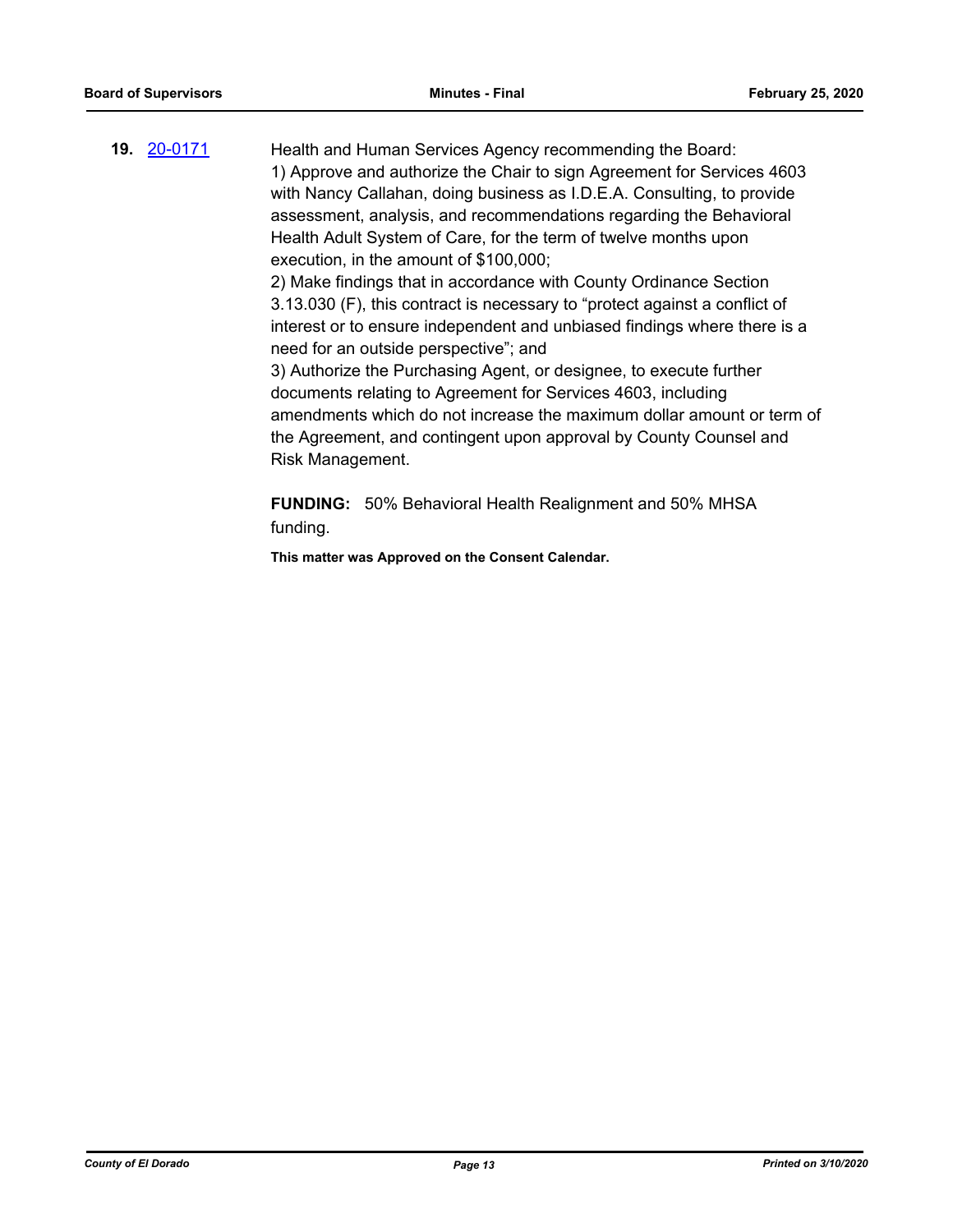**19.** [20-0171](20-0171) Health and Human Services Agency recommending the Board:

1) Approve and authorize the Chair to sign Agreement for Services 4603 with Nancy Callahan, doing business as I.D.E.A. Consulting, to provide assessment, analysis, and recommendations regarding the Behavioral Health Adult System of Care, for the term of twelve months upon execution, in the amount of $100,000;

2) Make findings that in accordance with County Ordinance Section 3.13.030 (F), this contract is necessary to "protect against a conflict of interest or to ensure independent and unbiased findings where there is a need for an outside perspective"; and

3) Authorize the Purchasing Agent, or designee, to execute further documents relating to Agreement for Services 4603, including amendments which do not increase the maximum dollar amount or term of the Agreement, and contingent upon approval by County Counsel and Risk Management.

**FUNDING:** 50% Behavioral Health Realignment and 50% MHSA funding.

**This matter was Approved on the Consent Calendar.**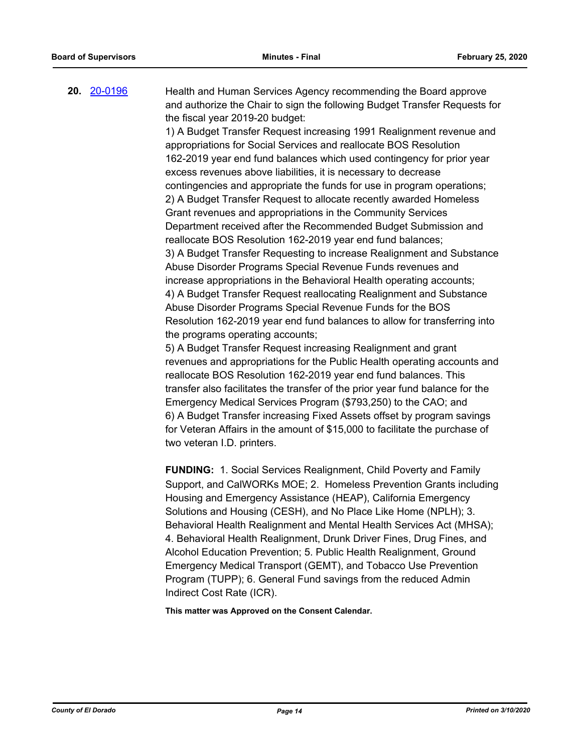**20.** 20-0196 Health and Human Services Agency recommending the Board approve and authorize the Chair to sign the following Budget Transfer Requests for the fiscal year 2019-20 budget:

1) A Budget Transfer Request increasing 1991 Realignment revenue and appropriations for Social Services and reallocate BOS Resolution 162-2019 year end fund balances which used contingency for prior year excess revenues above liabilities, it is necessary to decrease contingencies and appropriate the funds for use in program operations;
2) A Budget Transfer Request to allocate recently awarded Homeless Grant revenues and appropriations in the Community Services Department received after the Recommended Budget Submission and reallocate BOS Resolution 162-2019 year end fund balances;
3) A Budget Transfer Requesting to increase Realignment and Substance Abuse Disorder Programs Special Revenue Funds revenues and increase appropriations in the Behavioral Health operating accounts;
4) A Budget Transfer Request reallocating Realignment and Substance Abuse Disorder Programs Special Revenue Funds for the BOS Resolution 162-2019 year end fund balances to allow for transferring into the programs operating accounts;
5) A Budget Transfer Request increasing Realignment and grant revenues and appropriations for the Public Health operating accounts and reallocate BOS Resolution 162-2019 year end fund balances. This transfer also facilitates the transfer of the prior year fund balance for the Emergency Medical Services Program ($793,250) to the CAO; and
6) A Budget Transfer increasing Fixed Assets offset by program savings for Veteran Affairs in the amount of $15,000 to facilitate the purchase of two veteran I.D. printers.

**FUNDING:** 1. Social Services Realignment, Child Poverty and Family Support, and CalWORKs MOE; 2. Homeless Prevention Grants including Housing and Emergency Assistance (HEAP), California Emergency Solutions and Housing (CESH), and No Place Like Home (NPLH); 3. Behavioral Health Realignment and Mental Health Services Act (MHSA); 4. Behavioral Health Realignment, Drunk Driver Fines, Drug Fines, and Alcohol Education Prevention; 5. Public Health Realignment, Ground Emergency Medical Transport (GEMT), and Tobacco Use Prevention Program (TUPP); 6. General Fund savings from the reduced Admin Indirect Cost Rate (ICR).

**This matter was Approved on the Consent Calendar.**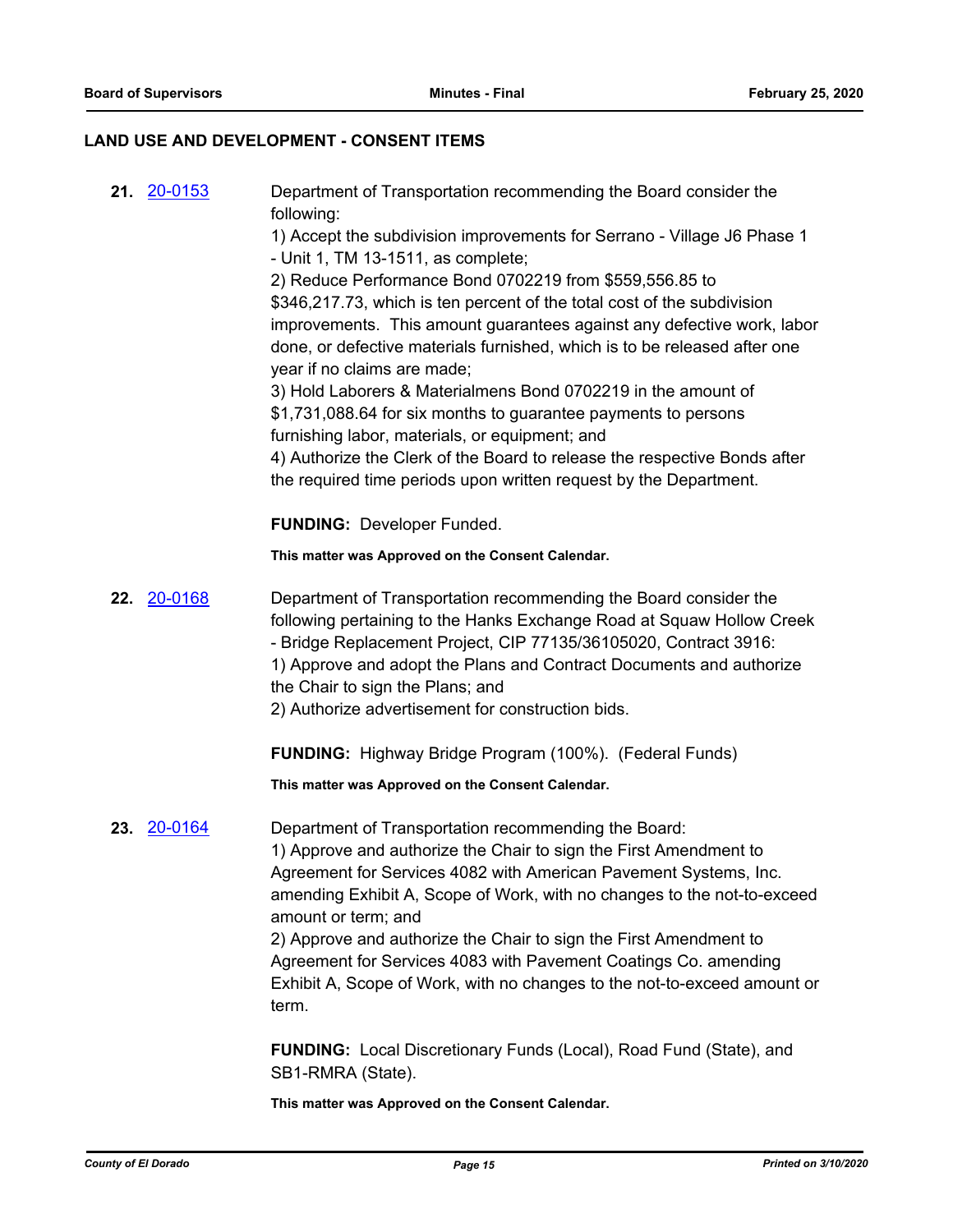## LAND USE AND DEVELOPMENT - CONSENT ITEMS

**21.** 20-0153 Department of Transportation recommending the Board consider the following:

1) Accept the subdivision improvements for Serrano - Village J6 Phase 1 - Unit 1, TM 13-1511, as complete;
2) Reduce Performance Bond 0702219 from $559,556.85 to $346,217.73, which is ten percent of the total cost of the subdivision improvements. This amount guarantees against any defective work, labor done, or defective materials furnished, which is to be released after one year if no claims are made;
3) Hold Laborers & Materialmens Bond 0702219 in the amount of $1,731,088.64 for six months to guarantee payments to persons furnishing labor, materials, or equipment; and
4) Authorize the Clerk of the Board to release the respective Bonds after the required time periods upon written request by the Department.

**FUNDING:** Developer Funded.

**This matter was Approved on the Consent Calendar.**

**22.** 20-0168 Department of Transportation recommending the Board consider the following pertaining to the Hanks Exchange Road at Squaw Hollow Creek - Bridge Replacement Project, CIP 77135/36105020, Contract 3916:

1) Approve and adopt the Plans and Contract Documents and authorize the Chair to sign the Plans; and
2) Authorize advertisement for construction bids.

**FUNDING:** Highway Bridge Program (100%). (Federal Funds)

**This matter was Approved on the Consent Calendar.**

**23.** 20-0164 Department of Transportation recommending the Board:

1) Approve and authorize the Chair to sign the First Amendment to Agreement for Services 4082 with American Pavement Systems, Inc. amending Exhibit A, Scope of Work, with no changes to the not-to-exceed amount or term; and
2) Approve and authorize the Chair to sign the First Amendment to Agreement for Services 4083 with Pavement Coatings Co. amending Exhibit A, Scope of Work, with no changes to the not-to-exceed amount or term.

**FUNDING:** Local Discretionary Funds (Local), Road Fund (State), and SB1-RMRA (State).

**This matter was Approved on the Consent Calendar.**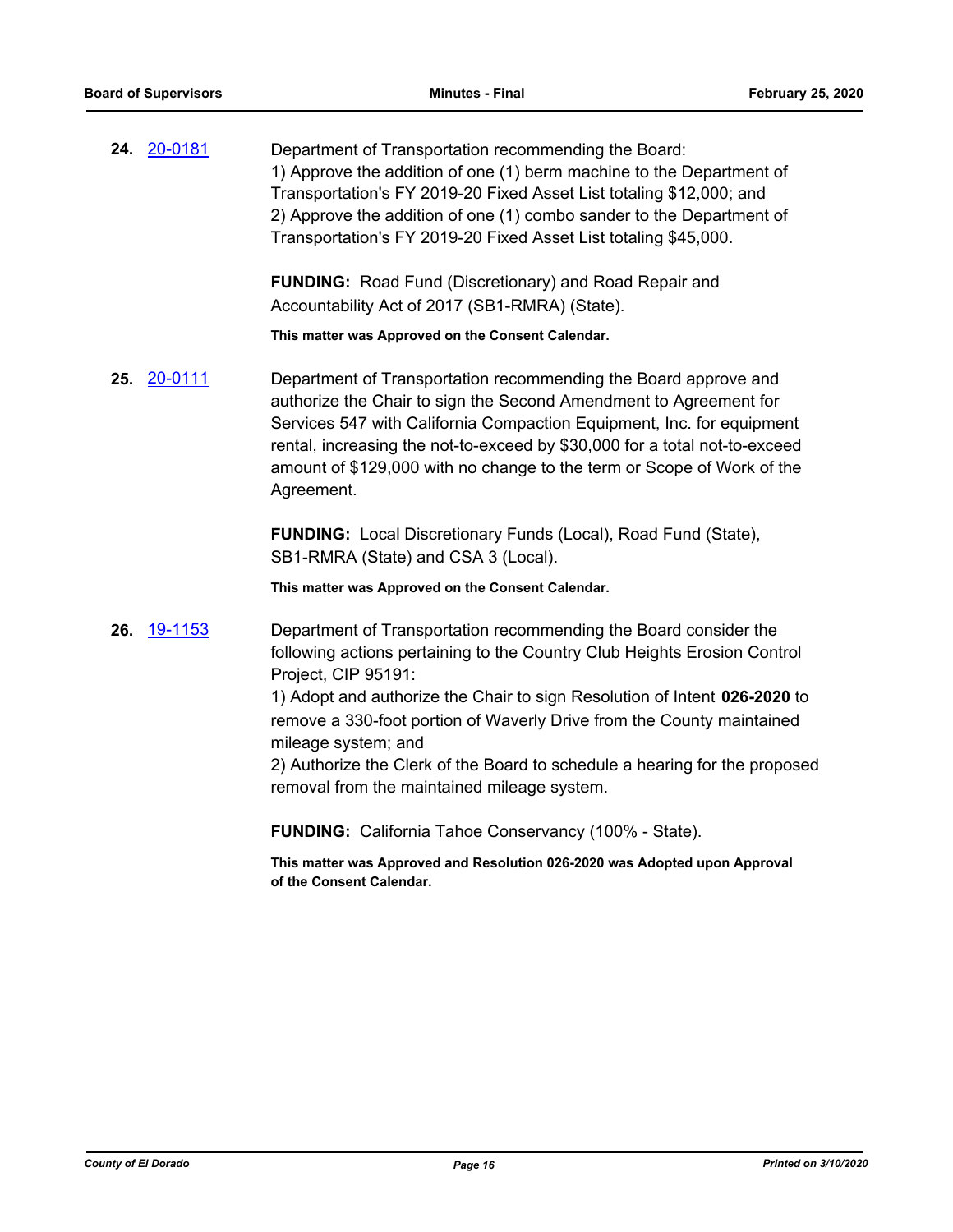**24.** 20-0181

Department of Transportation recommending the Board:
1) Approve the addition of one (1) berm machine to the Department of Transportation's FY 2019-20 Fixed Asset List totaling $12,000; and
2) Approve the addition of one (1) combo sander to the Department of Transportation's FY 2019-20 Fixed Asset List totaling $45,000.

**FUNDING:** Road Fund (Discretionary) and Road Repair and Accountability Act of 2017 (SB1-RMRA) (State).

**This matter was Approved on the Consent Calendar.**

**25.** 20-0111

Department of Transportation recommending the Board approve and authorize the Chair to sign the Second Amendment to Agreement for Services 547 with California Compaction Equipment, Inc. for equipment rental, increasing the not-to-exceed by $30,000 for a total not-to-exceed amount of $129,000 with no change to the term or Scope of Work of the Agreement.

**FUNDING:** Local Discretionary Funds (Local), Road Fund (State), SB1-RMRA (State) and CSA 3 (Local).

**This matter was Approved on the Consent Calendar.**

**26.** 19-1153

Department of Transportation recommending the Board consider the following actions pertaining to the Country Club Heights Erosion Control Project, CIP 95191:
1) Adopt and authorize the Chair to sign Resolution of Intent **026-2020** to remove a 330-foot portion of Waverly Drive from the County maintained mileage system; and
2) Authorize the Clerk of the Board to schedule a hearing for the proposed removal from the maintained mileage system.

**FUNDING:** California Tahoe Conservancy (100% - State).

**This matter was Approved and Resolution 026-2020 was Adopted upon Approval of the Consent Calendar.**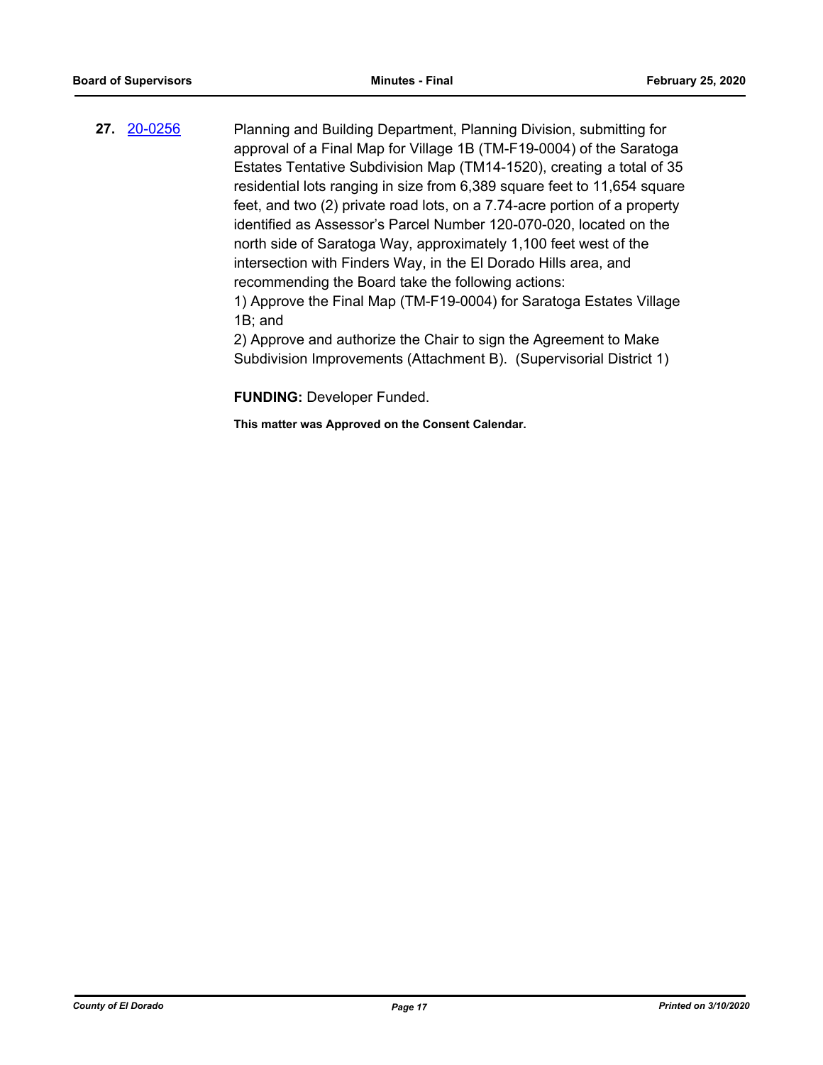**27.** 20-0256 Planning and Building Department, Planning Division, submitting for approval of a Final Map for Village 1B (TM-F19-0004) of the Saratoga Estates Tentative Subdivision Map (TM14-1520), creating a total of 35 residential lots ranging in size from 6,389 square feet to 11,654 square feet, and two (2) private road lots, on a 7.74-acre portion of a property identified as Assessor's Parcel Number 120-070-020, located on the north side of Saratoga Way, approximately 1,100 feet west of the intersection with Finders Way, in the El Dorado Hills area, and recommending the Board take the following actions:

1) Approve the Final Map (TM-F19-0004) for Saratoga Estates Village 1B; and

2) Approve and authorize the Chair to sign the Agreement to Make Subdivision Improvements (Attachment B). (Supervisorial District 1)

**FUNDING:** Developer Funded.

**This matter was Approved on the Consent Calendar.**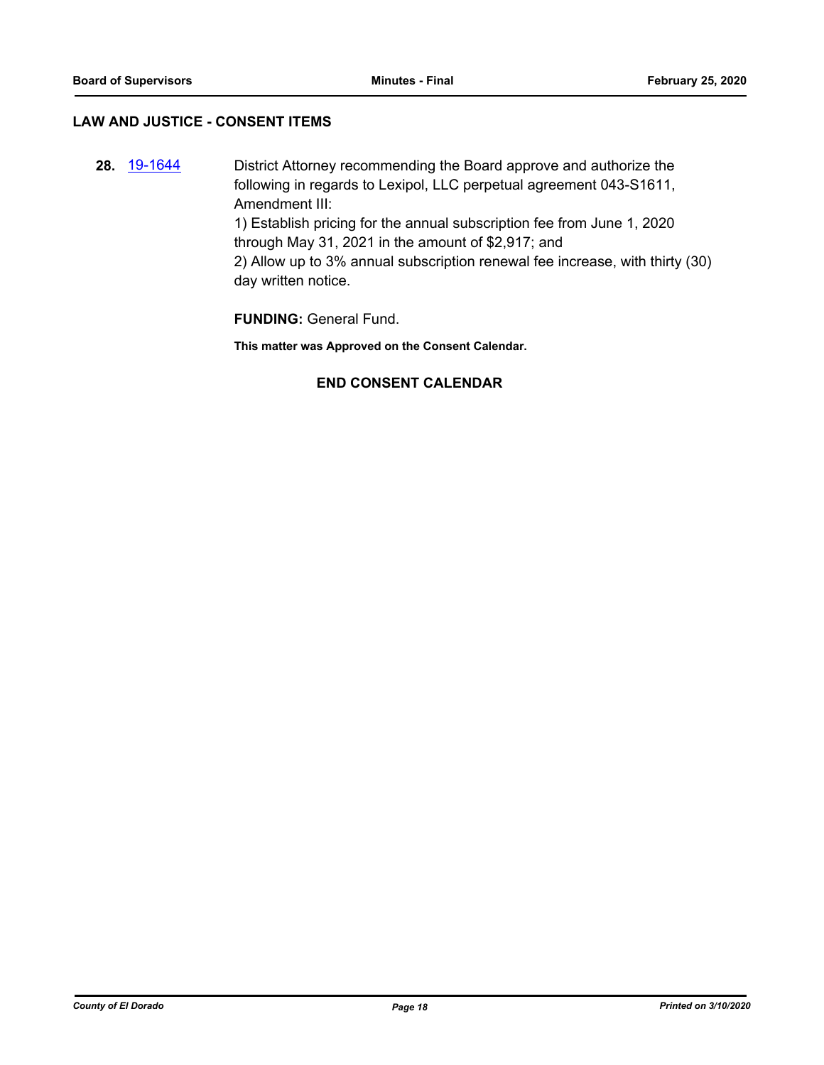## LAW AND JUSTICE - CONSENT ITEMS

**28.** 19-1644 District Attorney recommending the Board approve and authorize the following in regards to Lexipol, LLC perpetual agreement 043-S1611, Amendment III:
1) Establish pricing for the annual subscription fee from June 1, 2020 through May 31, 2021 in the amount of $2,917; and
2) Allow up to 3% annual subscription renewal fee increase, with thirty (30) day written notice.

**FUNDING:** General Fund.

**This matter was Approved on the Consent Calendar.**

**END CONSENT CALENDAR**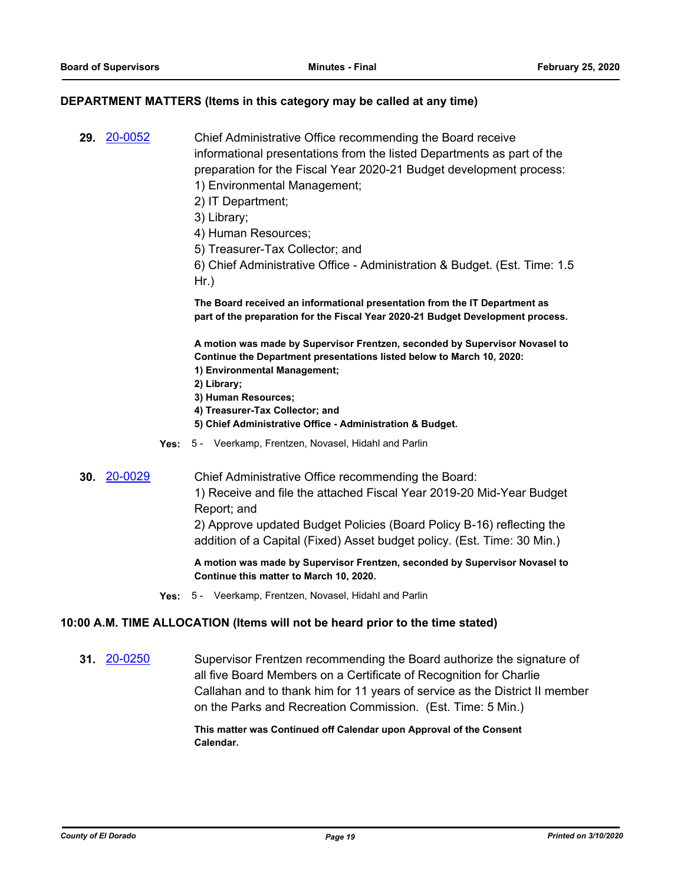## DEPARTMENT MATTERS (Items in this category may be called at any time)

**29.** [20-0052](20-0052)

Chief Administrative Office recommending the Board receive informational presentations from the listed Departments as part of the preparation for the Fiscal Year 2020-21 Budget development process:
1) Environmental Management;
2) IT Department;
3) Library;
4) Human Resources;
5) Treasurer-Tax Collector; and
6) Chief Administrative Office - Administration & Budget. (Est. Time: 1.5 Hr.)

**The Board received an informational presentation from the IT Department as part of the preparation for the Fiscal Year 2020-21 Budget Development process.**

**A motion was made by Supervisor Frentzen, seconded by Supervisor Novasel to Continue the Department presentations listed below to March 10, 2020:**
**1) Environmental Management;**
**2) Library;**
**3) Human Resources;**
**4) Treasurer-Tax Collector; and**
**5) Chief Administrative Office - Administration & Budget.**

**Yes:** 5 - Veerkamp, Frentzen, Novasel, Hidahl and Parlin

**30.** [20-0029](20-0029)

Chief Administrative Office recommending the Board:
1) Receive and file the attached Fiscal Year 2019-20 Mid-Year Budget Report; and
2) Approve updated Budget Policies (Board Policy B-16) reflecting the addition of a Capital (Fixed) Asset budget policy. (Est. Time: 30 Min.)

**A motion was made by Supervisor Frentzen, seconded by Supervisor Novasel to Continue this matter to March 10, 2020.**

**Yes:** 5 - Veerkamp, Frentzen, Novasel, Hidahl and Parlin

## 10:00 A.M. TIME ALLOCATION (Items will not be heard prior to the time stated)

**31.** [20-0250](20-0250)

Supervisor Frentzen recommending the Board authorize the signature of all five Board Members on a Certificate of Recognition for Charlie Callahan and to thank him for 11 years of service as the District II member on the Parks and Recreation Commission. (Est. Time: 5 Min.)

**This matter was Continued off Calendar upon Approval of the Consent Calendar.**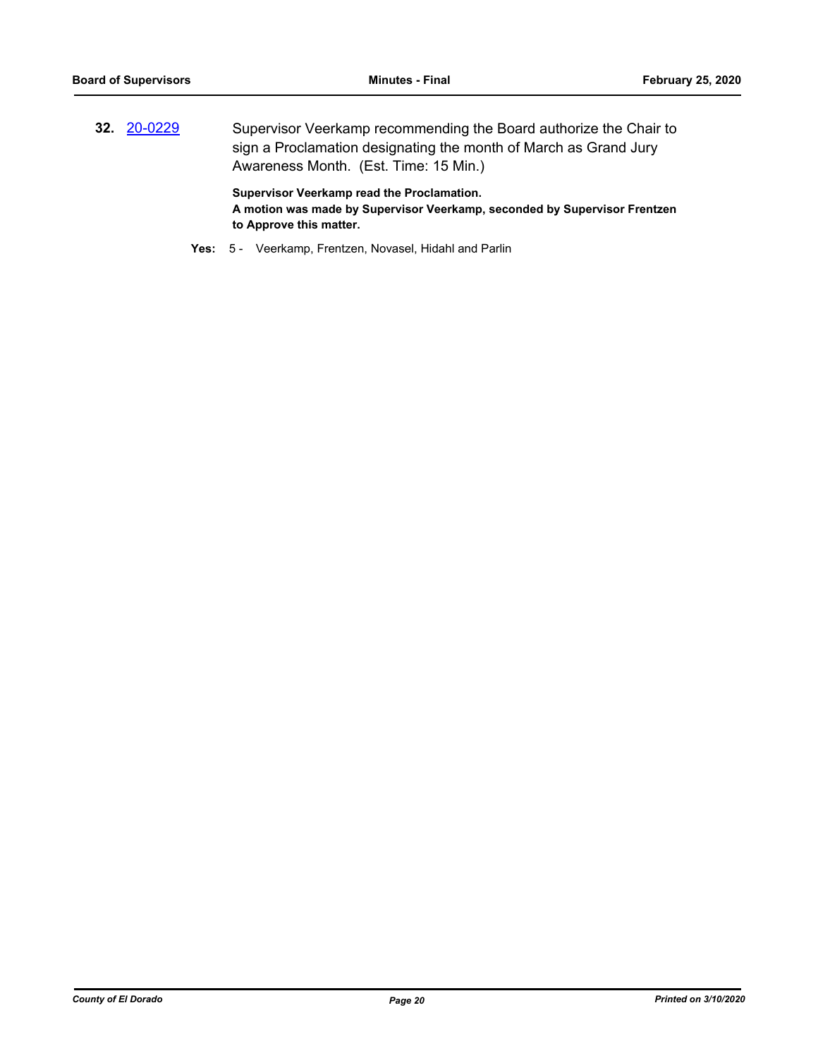**32.** [20-0229](20-0229)

Supervisor Veerkamp recommending the Board authorize the Chair to sign a Proclamation designating the month of March as Grand Jury Awareness Month. (Est. Time: 15 Min.)

**Supervisor Veerkamp read the Proclamation.**
**A motion was made by Supervisor Veerkamp, seconded by Supervisor Frentzen to Approve this matter.**

**Yes:** 5 - Veerkamp, Frentzen, Novasel, Hidahl and Parlin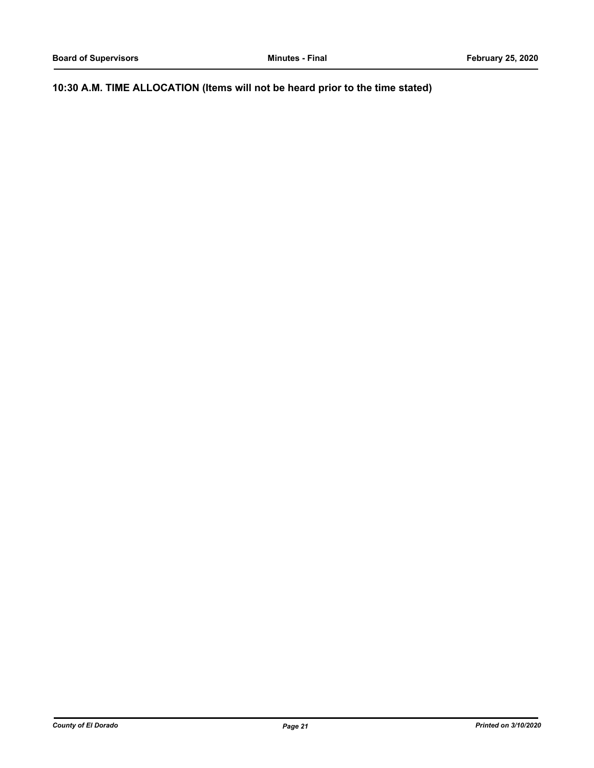## 10:30 A.M. TIME ALLOCATION (Items will not be heard prior to the time stated)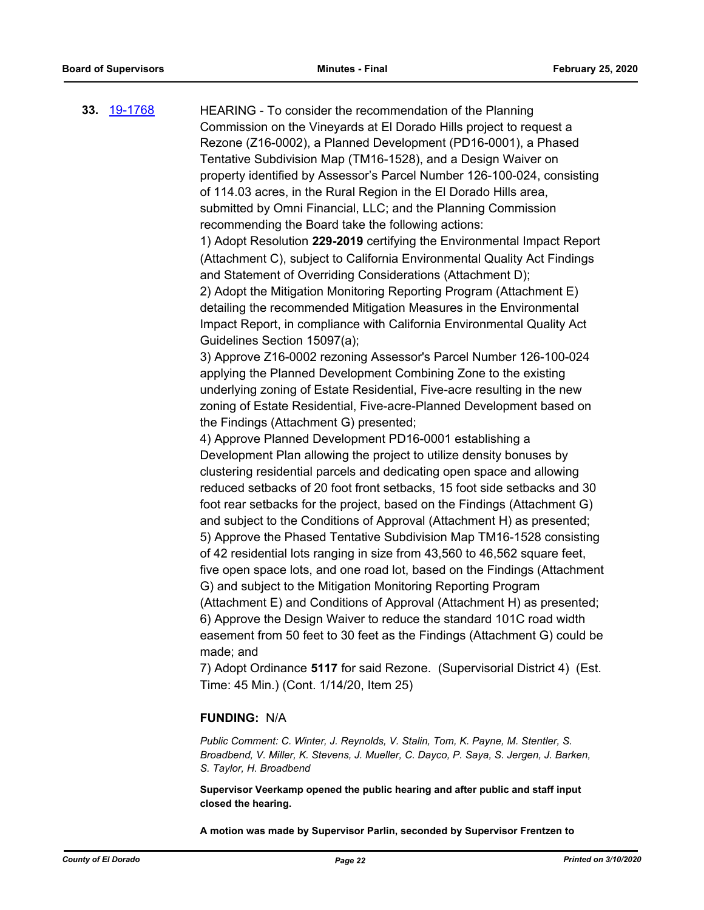**33.** 19-1768 HEARING - To consider the recommendation of the Planning Commission on the Vineyards at El Dorado Hills project to request a Rezone (Z16-0002), a Planned Development (PD16-0001), a Phased Tentative Subdivision Map (TM16-1528), and a Design Waiver on property identified by Assessor's Parcel Number 126-100-024, consisting of 114.03 acres, in the Rural Region in the El Dorado Hills area, submitted by Omni Financial, LLC; and the Planning Commission recommending the Board take the following actions:

1) Adopt Resolution **229-2019** certifying the Environmental Impact Report (Attachment C), subject to California Environmental Quality Act Findings and Statement of Overriding Considerations (Attachment D);

2) Adopt the Mitigation Monitoring Reporting Program (Attachment E) detailing the recommended Mitigation Measures in the Environmental Impact Report, in compliance with California Environmental Quality Act Guidelines Section 15097(a);

3) Approve Z16-0002 rezoning Assessor's Parcel Number 126-100-024 applying the Planned Development Combining Zone to the existing underlying zoning of Estate Residential, Five-acre resulting in the new zoning of Estate Residential, Five-acre-Planned Development based on the Findings (Attachment G) presented;

4) Approve Planned Development PD16-0001 establishing a Development Plan allowing the project to utilize density bonuses by clustering residential parcels and dedicating open space and allowing reduced setbacks of 20 foot front setbacks, 15 foot side setbacks and 30 foot rear setbacks for the project, based on the Findings (Attachment G) and subject to the Conditions of Approval (Attachment H) as presented;

5) Approve the Phased Tentative Subdivision Map TM16-1528 consisting of 42 residential lots ranging in size from 43,560 to 46,562 square feet, five open space lots, and one road lot, based on the Findings (Attachment G) and subject to the Mitigation Monitoring Reporting Program (Attachment E) and Conditions of Approval (Attachment H) as presented;

6) Approve the Design Waiver to reduce the standard 101C road width easement from 50 feet to 30 feet as the Findings (Attachment G) could be made; and

7) Adopt Ordinance **5117** for said Rezone. (Supervisorial District 4) (Est. Time: 45 Min.) (Cont. 1/14/20, Item 25)

**FUNDING:** N/A

*Public Comment: C. Winter, J. Reynolds, V. Stalin, Tom, K. Payne, M. Stentler, S. Broadbend, V. Miller, K. Stevens, J. Mueller, C. Dayco, P. Saya, S. Jergen, J. Barken, S. Taylor, H. Broadbend*

**Supervisor Veerkamp opened the public hearing and after public and staff input closed the hearing.**

**A motion was made by Supervisor Parlin, seconded by Supervisor Frentzen to**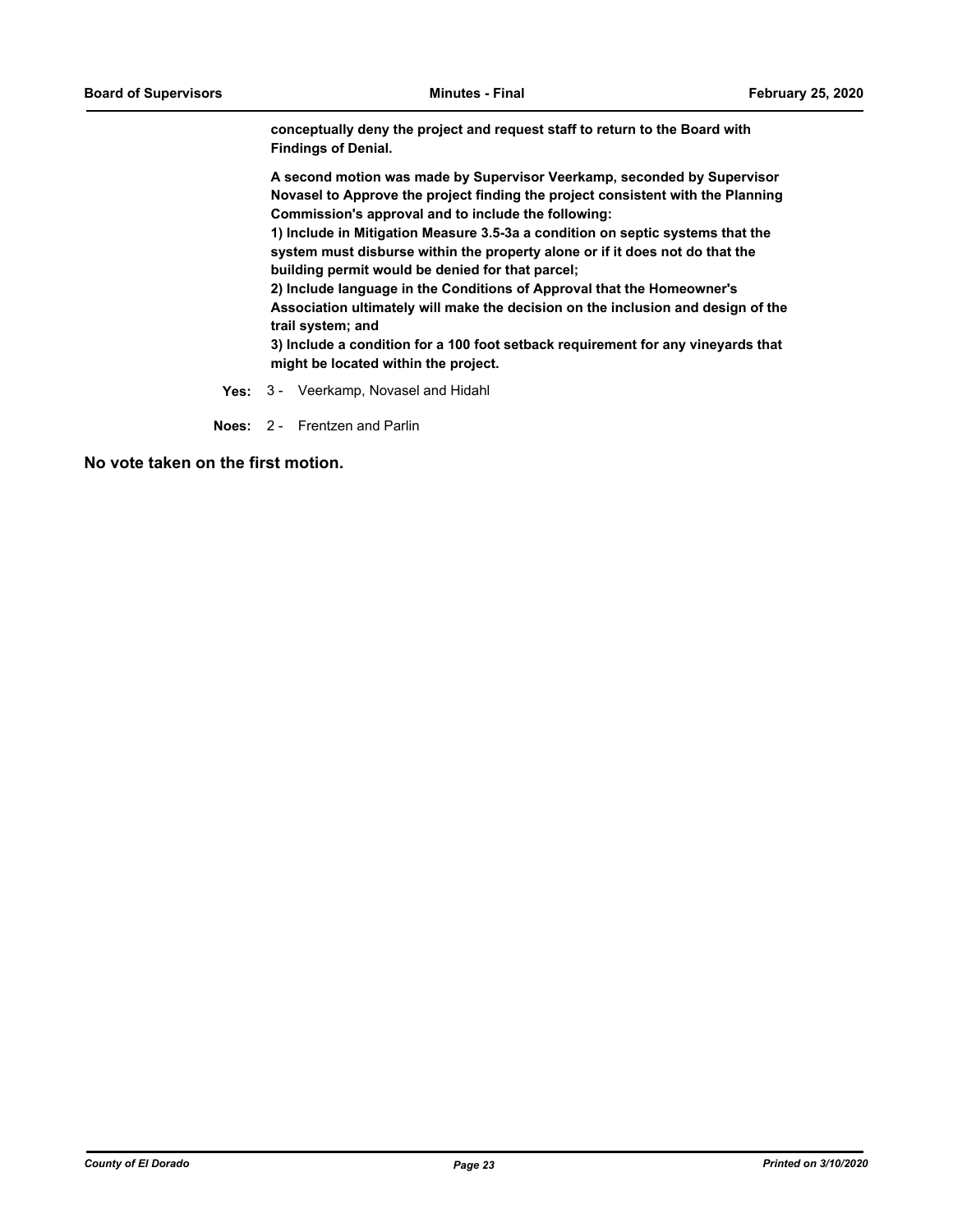**conceptually deny the project and request staff to return to the Board with Findings of Denial.**

**A second motion was made by Supervisor Veerkamp, seconded by Supervisor Novasel to Approve the project finding the project consistent with the Planning Commission's approval and to include the following:**
**1) Include in Mitigation Measure 3.5-3a a condition on septic systems that the system must disburse within the property alone or if it does not do that the building permit would be denied for that parcel;**
**2) Include language in the Conditions of Approval that the Homeowner's Association ultimately will make the decision on the inclusion and design of the trail system; and**
**3) Include a condition for a 100 foot setback requirement for any vineyards that might be located within the project.**

**Yes:** 3 - Veerkamp, Novasel and Hidahl

**Noes:** 2 - Frentzen and Parlin

**No vote taken on the first motion.**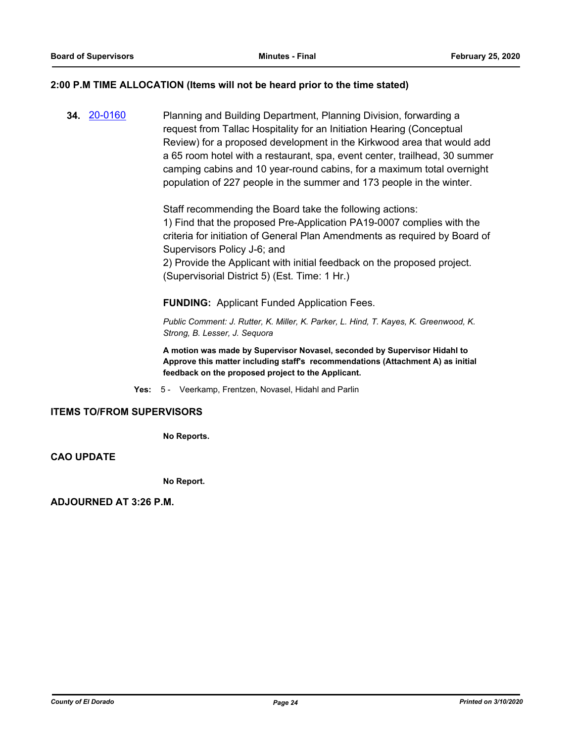## 2:00 P.M TIME ALLOCATION (Items will not be heard prior to the time stated)

**34.** [20-0160](20-0160) Planning and Building Department, Planning Division, forwarding a request from Tallac Hospitality for an Initiation Hearing (Conceptual Review) for a proposed development in the Kirkwood area that would add a 65 room hotel with a restaurant, spa, event center, trailhead, 30 summer camping cabins and 10 year-round cabins, for a maximum total overnight population of 227 people in the summer and 173 people in the winter.

Staff recommending the Board take the following actions:
1) Find that the proposed Pre-Application PA19-0007 complies with the criteria for initiation of General Plan Amendments as required by Board of Supervisors Policy J-6; and
2) Provide the Applicant with initial feedback on the proposed project. (Supervisorial District 5) (Est. Time: 1 Hr.)

**FUNDING:** Applicant Funded Application Fees.

*Public Comment: J. Rutter, K. Miller, K. Parker, L. Hind, T. Kayes, K. Greenwood, K. Strong, B. Lesser, J. Sequora*

**A motion was made by Supervisor Novasel, seconded by Supervisor Hidahl to Approve this matter including staff's recommendations (Attachment A) as initial feedback on the proposed project to the Applicant.**

**Yes:** 5 - Veerkamp, Frentzen, Novasel, Hidahl and Parlin

## ITEMS TO/FROM SUPERVISORS

**No Reports.**

## CAO UPDATE

**No Report.**

## ADJOURNED AT 3:26 P.M.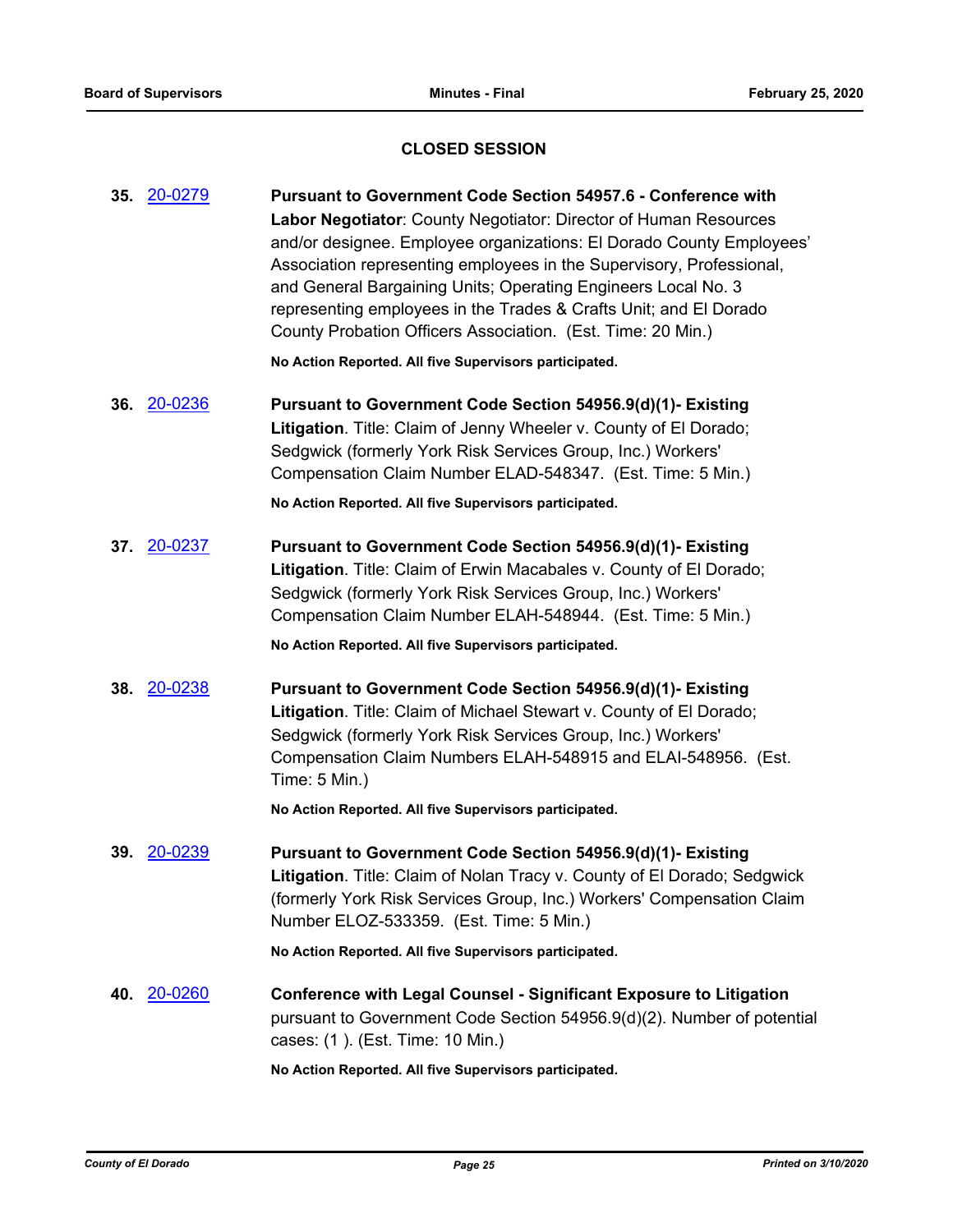## CLOSED SESSION

**35.** 20-0279 **Pursuant to Government Code Section 54957.6 - Conference with Labor Negotiator**: County Negotiator: Director of Human Resources and/or designee. Employee organizations: El Dorado County Employees' Association representing employees in the Supervisory, Professional, and General Bargaining Units; Operating Engineers Local No. 3 representing employees in the Trades & Crafts Unit; and El Dorado County Probation Officers Association. (Est. Time: 20 Min.)

**No Action Reported. All five Supervisors participated.**

**36.** 20-0236 **Pursuant to Government Code Section 54956.9(d)(1)- Existing Litigation**. Title: Claim of Jenny Wheeler v. County of El Dorado; Sedgwick (formerly York Risk Services Group, Inc.) Workers' Compensation Claim Number ELAD-548347. (Est. Time: 5 Min.)

**No Action Reported. All five Supervisors participated.**

**37.** 20-0237 **Pursuant to Government Code Section 54956.9(d)(1)- Existing Litigation**. Title: Claim of Erwin Macabales v. County of El Dorado; Sedgwick (formerly York Risk Services Group, Inc.) Workers' Compensation Claim Number ELAH-548944. (Est. Time: 5 Min.)

**No Action Reported. All five Supervisors participated.**

**38.** 20-0238 **Pursuant to Government Code Section 54956.9(d)(1)- Existing Litigation**. Title: Claim of Michael Stewart v. County of El Dorado; Sedgwick (formerly York Risk Services Group, Inc.) Workers' Compensation Claim Numbers ELAH-548915 and ELAI-548956. (Est. Time: 5 Min.)

**No Action Reported. All five Supervisors participated.**

**39.** 20-0239 **Pursuant to Government Code Section 54956.9(d)(1)- Existing Litigation**. Title: Claim of Nolan Tracy v. County of El Dorado; Sedgwick (formerly York Risk Services Group, Inc.) Workers' Compensation Claim Number ELOZ-533359. (Est. Time: 5 Min.)

**No Action Reported. All five Supervisors participated.**

**40.** 20-0260 **Conference with Legal Counsel - Significant Exposure to Litigation** pursuant to Government Code Section 54956.9(d)(2). Number of potential cases: (1 ). (Est. Time: 10 Min.)

**No Action Reported. All five Supervisors participated.**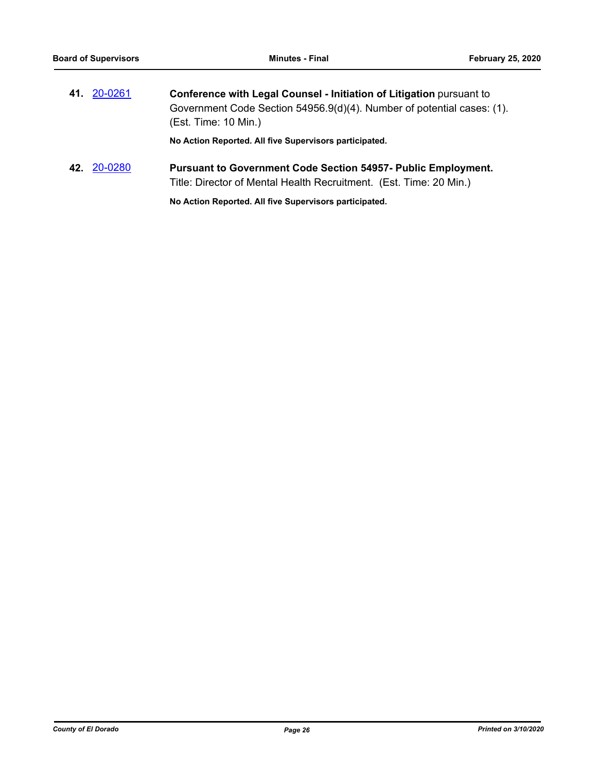**41.** [20-0261](20-0261) **Conference with Legal Counsel - Initiation of Litigation** pursuant to Government Code Section 54956.9(d)(4). Number of potential cases: (1). (Est. Time: 10 Min.)

**No Action Reported. All five Supervisors participated.**

**42.** [20-0280](20-0280) **Pursuant to Government Code Section 54957- Public Employment.** Title: Director of Mental Health Recruitment. (Est. Time: 20 Min.)

**No Action Reported. All five Supervisors participated.**